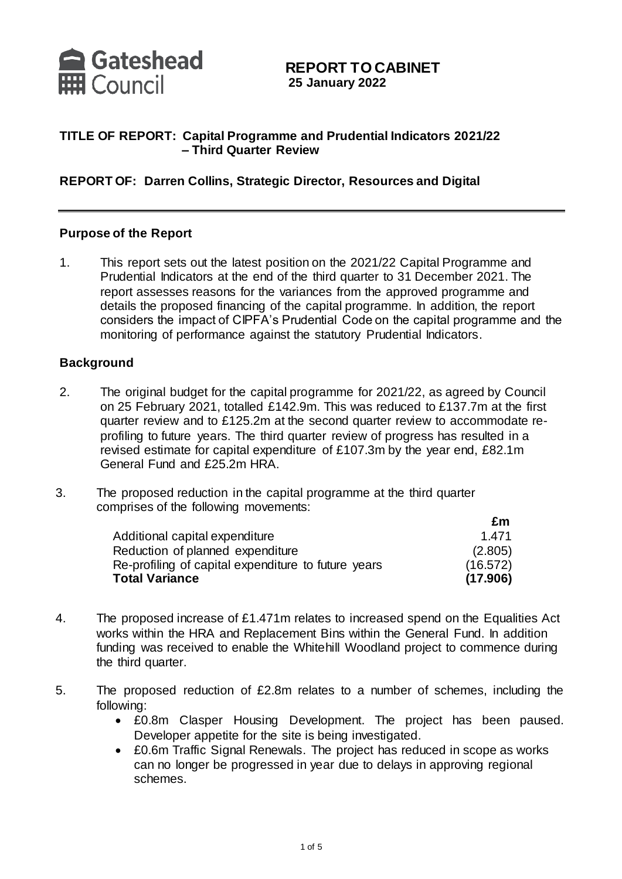Gateshead Council

# REPORT TO CABINET
**25 January 2022**

**TITLE OF REPORT: Capital Programme and Prudential Indicators 2021/22 – Third Quarter Review**

**REPORT OF: Darren Collins, Strategic Director, Resources and Digital**

## Purpose of the Report

1. This report sets out the latest position on the 2021/22 Capital Programme and Prudential Indicators at the end of the third quarter to 31 December 2021. The report assesses reasons for the variances from the approved programme and details the proposed financing of the capital programme. In addition, the report considers the impact of CIPFA's Prudential Code on the capital programme and the monitoring of performance against the statutory Prudential Indicators.

## Background

2. The original budget for the capital programme for 2021/22, as agreed by Council on 25 February 2021, totalled £142.9m. This was reduced to £137.7m at the first quarter review and to £125.2m at the second quarter review to accommodate re-profiling to future years. The third quarter review of progress has resulted in a revised estimate for capital expenditure of £107.3m by the year end, £82.1m General Fund and £25.2m HRA.

3. The proposed reduction in the capital programme at the third quarter comprises of the following movements:

| | £m |
|---|---|
| Additional capital expenditure | 1.471 |
| Reduction of planned expenditure | (2.805) |
| Re-profiling of capital expenditure to future years | (16.572) |
| **Total Variance** | **(17.906)** |

4. The proposed increase of £1.471m relates to increased spend on the Equalities Act works within the HRA and Replacement Bins within the General Fund. In addition funding was received to enable the Whitehill Woodland project to commence during the third quarter.

5. The proposed reduction of £2.8m relates to a number of schemes, including the following:
   - £0.8m Clasper Housing Development. The project has been paused. Developer appetite for the site is being investigated.
   - £0.6m Traffic Signal Renewals. The project has reduced in scope as works can no longer be progressed in year due to delays in approving regional schemes.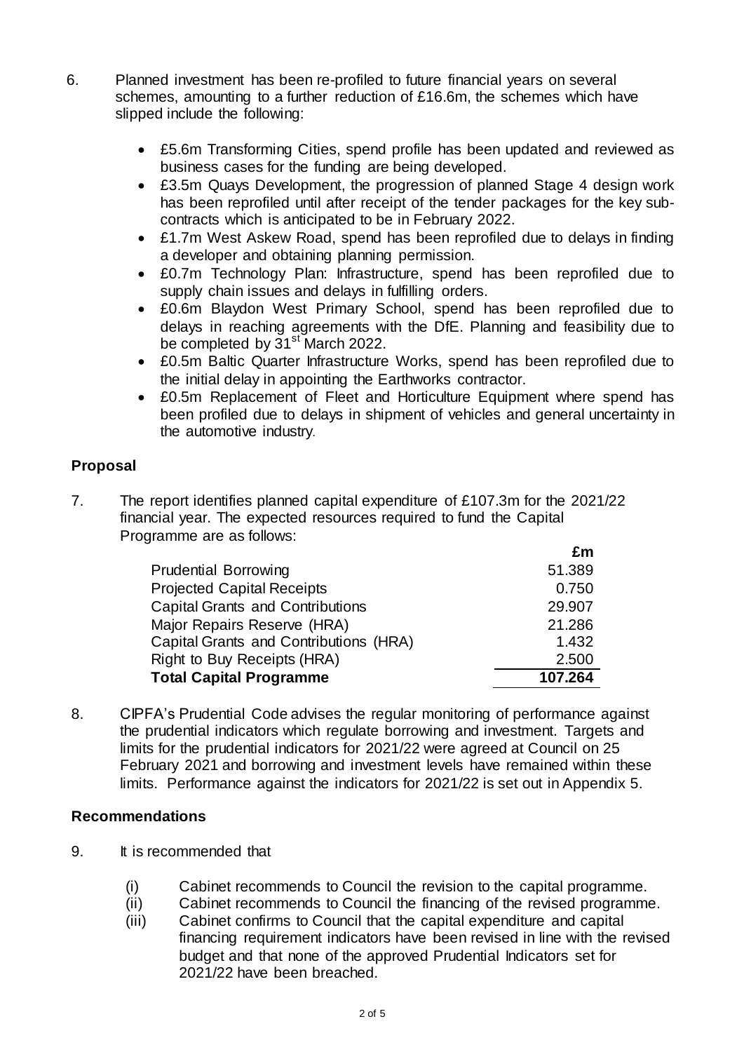6. Planned investment has been re-profiled to future financial years on several schemes, amounting to a further reduction of £16.6m, the schemes which have slipped include the following:

   - £5.6m Transforming Cities, spend profile has been updated and reviewed as business cases for the funding are being developed.
   - £3.5m Quays Development, the progression of planned Stage 4 design work has been reprofiled until after receipt of the tender packages for the key sub-contracts which is anticipated to be in February 2022.
   - £1.7m West Askew Road, spend has been reprofiled due to delays in finding a developer and obtaining planning permission.
   - £0.7m Technology Plan: Infrastructure, spend has been reprofiled due to supply chain issues and delays in fulfilling orders.
   - £0.6m Blaydon West Primary School, spend has been reprofiled due to delays in reaching agreements with the DfE. Planning and feasibility due to be completed by 31st March 2022.
   - £0.5m Baltic Quarter Infrastructure Works, spend has been reprofiled due to the initial delay in appointing the Earthworks contractor.
   - £0.5m Replacement of Fleet and Horticulture Equipment where spend has been profiled due to delays in shipment of vehicles and general uncertainty in the automotive industry.

## Proposal

7. The report identifies planned capital expenditure of £107.3m for the 2021/22 financial year. The expected resources required to fund the Capital Programme are as follows:

| | £m |
|---|---|
| Prudential Borrowing | 51.389 |
| Projected Capital Receipts | 0.750 |
| Capital Grants and Contributions | 29.907 |
| Major Repairs Reserve (HRA) | 21.286 |
| Capital Grants and Contributions (HRA) | 1.432 |
| Right to Buy Receipts (HRA) | 2.500 |
| **Total Capital Programme** | **107.264** |

8. CIPFA's Prudential Code advises the regular monitoring of performance against the prudential indicators which regulate borrowing and investment. Targets and limits for the prudential indicators for 2021/22 were agreed at Council on 25 February 2021 and borrowing and investment levels have remained within these limits. Performance against the indicators for 2021/22 is set out in Appendix 5.

## Recommendations

9. It is recommended that

   (i) Cabinet recommends to Council the revision to the capital programme.

   (ii) Cabinet recommends to Council the financing of the revised programme.

   (iii) Cabinet confirms to Council that the capital expenditure and capital financing requirement indicators have been revised in line with the revised budget and that none of the approved Prudential Indicators set for 2021/22 have been breached.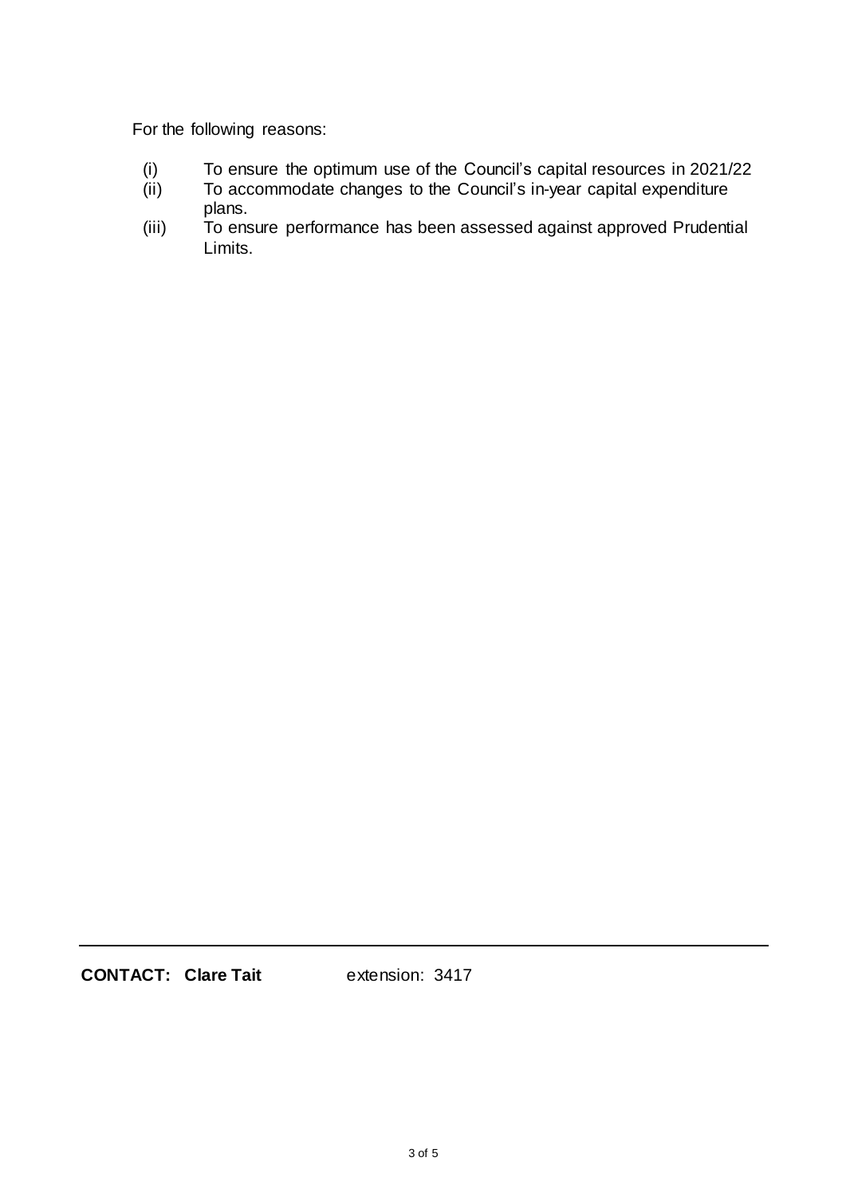For the following reasons:

(i) To ensure the optimum use of the Council's capital resources in 2021/22
(ii) To accommodate changes to the Council's in-year capital expenditure plans.
(iii) To ensure performance has been assessed against approved Prudential Limits.

---

**CONTACT: Clare Tait** extension: 3417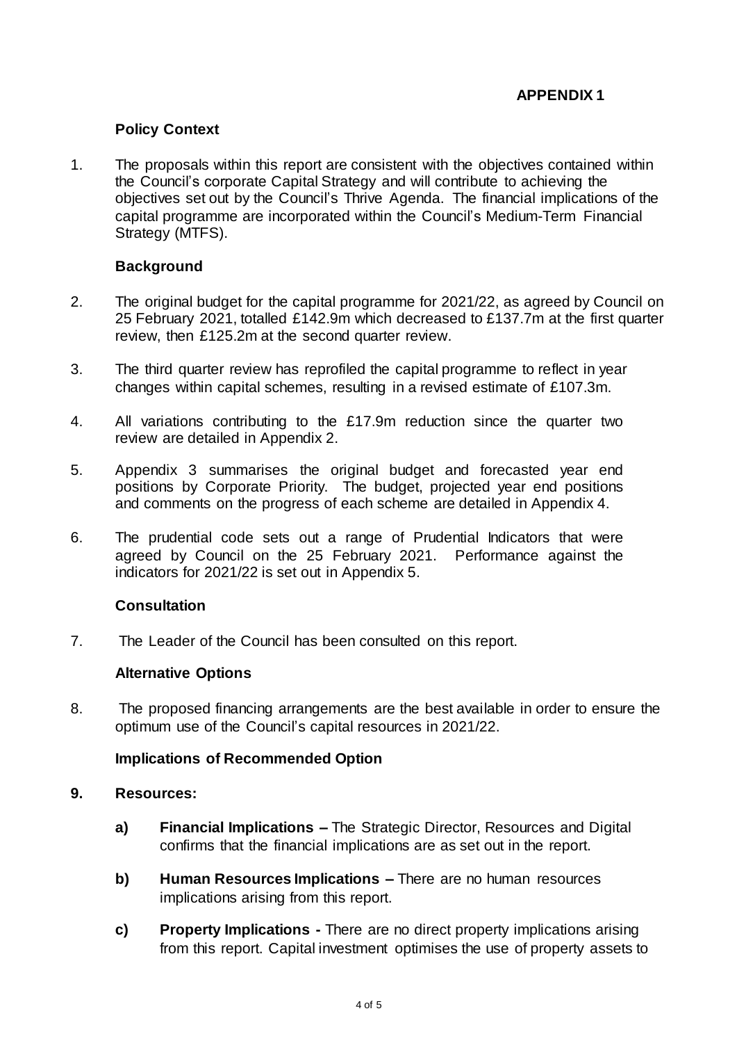**APPENDIX 1**

## Policy Context

1. The proposals within this report are consistent with the objectives contained within the Council's corporate Capital Strategy and will contribute to achieving the objectives set out by the Council's Thrive Agenda. The financial implications of the capital programme are incorporated within the Council's Medium-Term Financial Strategy (MTFS).

## Background

2. The original budget for the capital programme for 2021/22, as agreed by Council on 25 February 2021, totalled £142.9m which decreased to £137.7m at the first quarter review, then £125.2m at the second quarter review.

3. The third quarter review has reprofiled the capital programme to reflect in year changes within capital schemes, resulting in a revised estimate of £107.3m.

4. All variations contributing to the £17.9m reduction since the quarter two review are detailed in Appendix 2.

5. Appendix 3 summarises the original budget and forecasted year end positions by Corporate Priority. The budget, projected year end positions and comments on the progress of each scheme are detailed in Appendix 4.

6. The prudential code sets out a range of Prudential Indicators that were agreed by Council on the 25 February 2021. Performance against the indicators for 2021/22 is set out in Appendix 5.

## Consultation

7. The Leader of the Council has been consulted on this report.

## Alternative Options

8. The proposed financing arrangements are the best available in order to ensure the optimum use of the Council's capital resources in 2021/22.

## Implications of Recommended Option

**9. Resources:**

**a) Financial Implications –** The Strategic Director, Resources and Digital confirms that the financial implications are as set out in the report.

**b) Human Resources Implications –** There are no human resources implications arising from this report.

**c) Property Implications -** There are no direct property implications arising from this report. Capital investment optimises the use of property assets to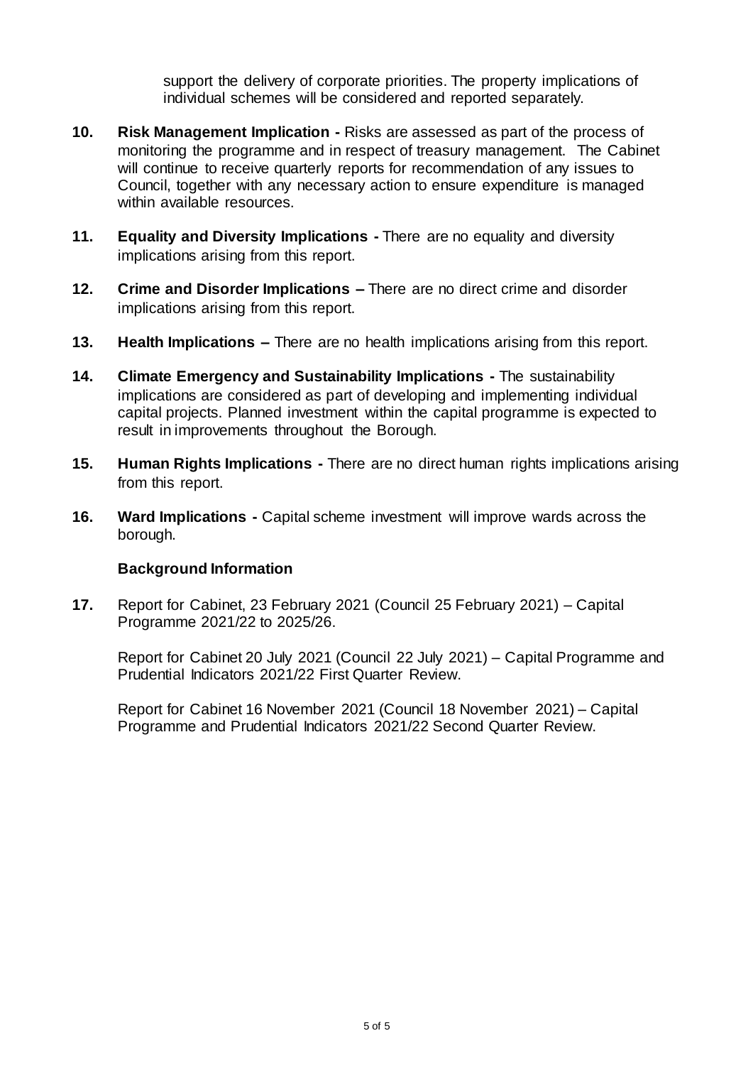support the delivery of corporate priorities. The property implications of individual schemes will be considered and reported separately.

**10.** **Risk Management Implication -** Risks are assessed as part of the process of monitoring the programme and in respect of treasury management. The Cabinet will continue to receive quarterly reports for recommendation of any issues to Council, together with any necessary action to ensure expenditure is managed within available resources.

**11.** **Equality and Diversity Implications -** There are no equality and diversity implications arising from this report.

**12.** **Crime and Disorder Implications –** There are no direct crime and disorder implications arising from this report.

**13.** **Health Implications –** There are no health implications arising from this report.

**14.** **Climate Emergency and Sustainability Implications -** The sustainability implications are considered as part of developing and implementing individual capital projects. Planned investment within the capital programme is expected to result in improvements throughout the Borough.

**15.** **Human Rights Implications -** There are no direct human rights implications arising from this report.

**16.** **Ward Implications -** Capital scheme investment will improve wards across the borough.

**Background Information**

**17.** Report for Cabinet, 23 February 2021 (Council 25 February 2021) – Capital Programme 2021/22 to 2025/26.

Report for Cabinet 20 July 2021 (Council 22 July 2021) – Capital Programme and Prudential Indicators 2021/22 First Quarter Review.

Report for Cabinet 16 November 2021 (Council 18 November 2021) – Capital Programme and Prudential Indicators 2021/22 Second Quarter Review.